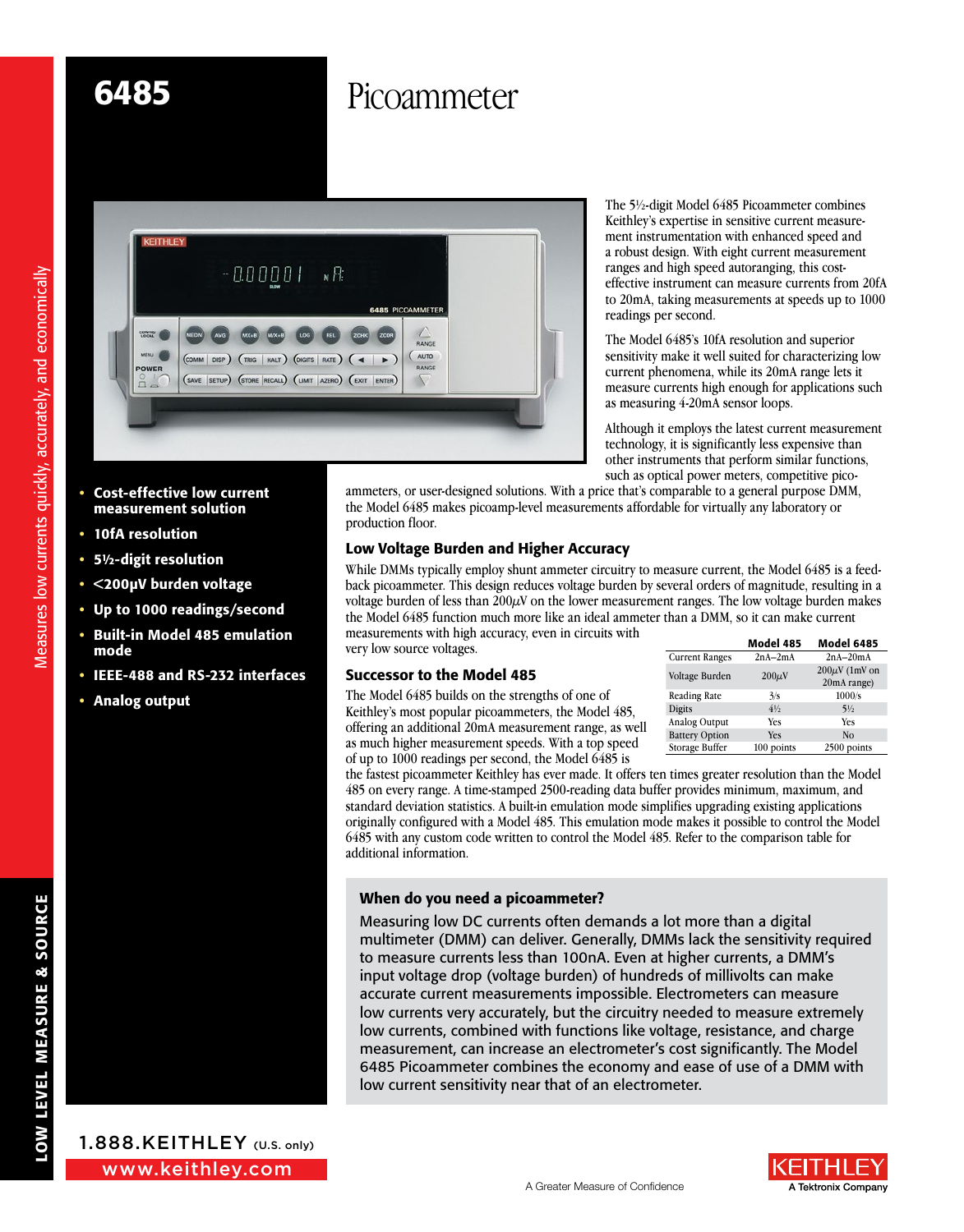# 6485 Picoammeter

- **Cost-effective low current measurement solution**
- **10fA resolution**
- **5½-digit resolution**
- **<200µV burden voltage**
- **Up to 1000 readings/second**
- **Built-in Model 485 emulation mode**
- **IEEE-488 and RS-232 interfaces**
- **Analog output**

The 5½-digit Model 6485 Picoammeter combines Keithley's expertise in sensitive current measurement instrumentation with enhanced speed and a robust design. With eight current measurement ranges and high speed autoranging, this cost-effective instrument can measure currents from 20fA to 20mA, taking measurements at speeds up to 1000 readings per second.

The Model 6485's 10fA resolution and superior sensitivity make it well suited for characterizing low current phenomena, while its 20mA range lets it measure currents high enough for applications such as measuring 4-20mA sensor loops.

Although it employs the latest current measurement technology, it is significantly less expensive than other instruments that perform similar functions, such as optical power meters, competitive picoammeters, or user-designed solutions. With a price that's comparable to a general purpose DMM, the Model 6485 makes picoamp-level measurements affordable for virtually any laboratory or production floor.

## Low Voltage Burden and Higher Accuracy

While DMMs typically employ shunt ammeter circuitry to measure current, the Model 6485 is a feedback picoammeter. This design reduces voltage burden by several orders of magnitude, resulting in a voltage burden of less than 200µV on the lower measurement ranges. The low voltage burden makes the Model 6485 function much more like an ideal ammeter than a DMM, so it can make current measurements with high accuracy, even in circuits with very low source voltages.

|  | Model 485 | Model 6485 |
|---|---|---|
| Current Ranges | 2nA–2mA | 2nA–20mA |
| Voltage Burden | 200µV | 200µV (1mV on 20mA range) |
| Reading Rate | 3/s | 1000/s |
| Digits | 4½ | 5½ |
| Analog Output | Yes | Yes |
| Battery Option | Yes | No |
| Storage Buffer | 100 points | 2500 points |

## Successor to the Model 485

The Model 6485 builds on the strengths of one of Keithley's most popular picoammeters, the Model 485, offering an additional 20mA measurement range, as well as much higher measurement speeds. With a top speed of up to 1000 readings per second, the Model 6485 is the fastest picoammeter Keithley has ever made. It offers ten times greater resolution than the Model 485 on every range. A time-stamped 2500-reading data buffer provides minimum, maximum, and standard deviation statistics. A built-in emulation mode simplifies upgrading existing applications originally configured with a Model 485. This emulation mode makes it possible to control the Model 6485 with any custom code written to control the Model 485. Refer to the comparison table for additional information.

### When do you need a picoammeter?

Measuring low DC currents often demands a lot more than a digital multimeter (DMM) can deliver. Generally, DMMs lack the sensitivity required to measure currents less than 100nA. Even at higher currents, a DMM's input voltage drop (voltage burden) of hundreds of millivolts can make accurate current measurements impossible. Electrometers can measure low currents very accurately, but the circuitry needed to measure extremely low currents, combined with functions like voltage, resistance, and charge measurement, can increase an electrometer's cost significantly. The Model 6485 Picoammeter combines the economy and ease of use of a DMM with low current sensitivity near that of an electrometer.

1.888.KEITHLEY (U.S. only)

www.keithley.com

A Greater Measure of Confidence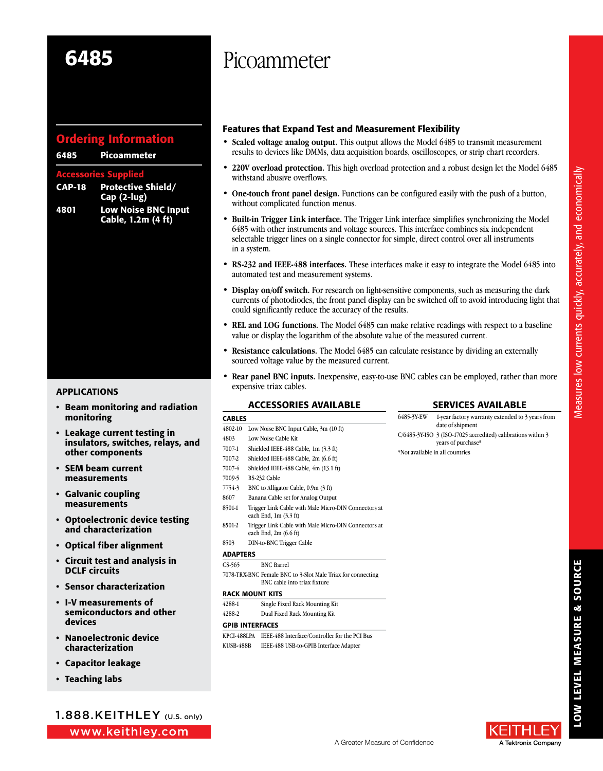# 6485

# Picoammeter

## Ordering Information

| | |
|---|---|
| **6485** | **Picoammeter** |

### Accessories Supplied

| | |
|---|---|
| **CAP-18** | **Protective Shield/ Cap (2-lug)** |
| **4801** | **Low Noise BNC Input Cable, 1.2m (4 ft)** |

## Features that Expand Test and Measurement Flexibility

- **Scaled voltage analog output.** This output allows the Model 6485 to transmit measurement results to devices like DMMs, data acquisition boards, oscilloscopes, or strip chart recorders.
- **220V overload protection.** This high overload protection and a robust design let the Model 6485 withstand abusive overflows.
- **One-touch front panel design.** Functions can be configured easily with the push of a button, without complicated function menus.
- **Built-in Trigger Link interface.** The Trigger Link interface simplifies synchronizing the Model 6485 with other instruments and voltage sources. This interface combines six independent selectable trigger lines on a single connector for simple, direct control over all instruments in a system.
- **RS-232 and IEEE-488 interfaces.** These interfaces make it easy to integrate the Model 6485 into automated test and measurement systems.
- **Display on/off switch.** For research on light-sensitive components, such as measuring the dark currents of photodiodes, the front panel display can be switched off to avoid introducing light that could significantly reduce the accuracy of the results.
- **REL and LOG functions.** The Model 6485 can make relative readings with respect to a baseline value or display the logarithm of the absolute value of the measured current.
- **Resistance calculations.** The Model 6485 can calculate resistance by dividing an externally sourced voltage value by the measured current.
- **Rear panel BNC inputs.** Inexpensive, easy-to-use BNC cables can be employed, rather than more expensive triax cables.

## APPLICATIONS

- **Beam monitoring and radiation monitoring**
- **Leakage current testing in insulators, switches, relays, and other components**
- **SEM beam current measurements**
- **Galvanic coupling measurements**
- **Optoelectronic device testing and characterization**
- **Optical fiber alignment**
- **Circuit test and analysis in DCLF circuits**
- **Sensor characterization**
- **I-V measurements of semiconductors and other devices**
- **Nanoelectronic device characterization**
- **Capacitor leakage**
- **Teaching labs**

## ACCESSORIES AVAILABLE

### CABLES

| | |
|---|---|
| 4802-10 | Low Noise BNC Input Cable, 3m (10 ft) |
| 4803 | Low Noise Cable Kit |
| 7007-1 | Shielded IEEE-488 Cable, 1m (3.3 ft) |
| 7007-2 | Shielded IEEE-488 Cable, 2m (6.6 ft) |
| 7007-4 | Shielded IEEE-488 Cable, 4m (13.1 ft) |
| 7009-5 | RS-232 Cable |
| 7754-3 | BNC to Alligator Cable, 0.9m (3 ft) |
| 8607 | Banana Cable set for Analog Output |
| 8501-1 | Trigger Link Cable with Male Micro-DIN Connectors at each End, 1m (3.3 ft) |
| 8501-2 | Trigger Link Cable with Male Micro-DIN Connectors at each End, 2m (6.6 ft) |
| 8503 | DIN-to-BNC Trigger Cable |

### ADAPTERS

| | |
|---|---|
| CS-565 | BNC Barrel |
| 7078-TRX-BNC | Female BNC to 3-Slot Male Triax for connecting BNC cable into triax fixture |

### RACK MOUNT KITS

| | |
|---|---|
| 4288-1 | Single Fixed Rack Mounting Kit |
| 4288-2 | Dual Fixed Rack Mounting Kit |

### GPIB INTERFACES

| | |
|---|---|
| KPCI-488LPA | IEEE-488 Interface/Controller for the PCI Bus |
| KUSB-488B | IEEE-488 USB-to-GPIB Interface Adapter |

## SERVICES AVAILABLE

| | |
|---|---|
| 6485-3Y-EW | 1-year factory warranty extended to 3 years from date of shipment |
| C/6485-3Y-ISO | 3 (ISO-17025 accredited) calibrations within 3 years of purchase* |

*Not available in all countries

Measures low currents quickly, accurately, and economically

1.888.KEITHLEY (U.S. only)

www.keithley.com

A Greater Measure of Confidence

KEITHLEY A Tektronix Company

LOW LEVEL MEASURE & SOURCE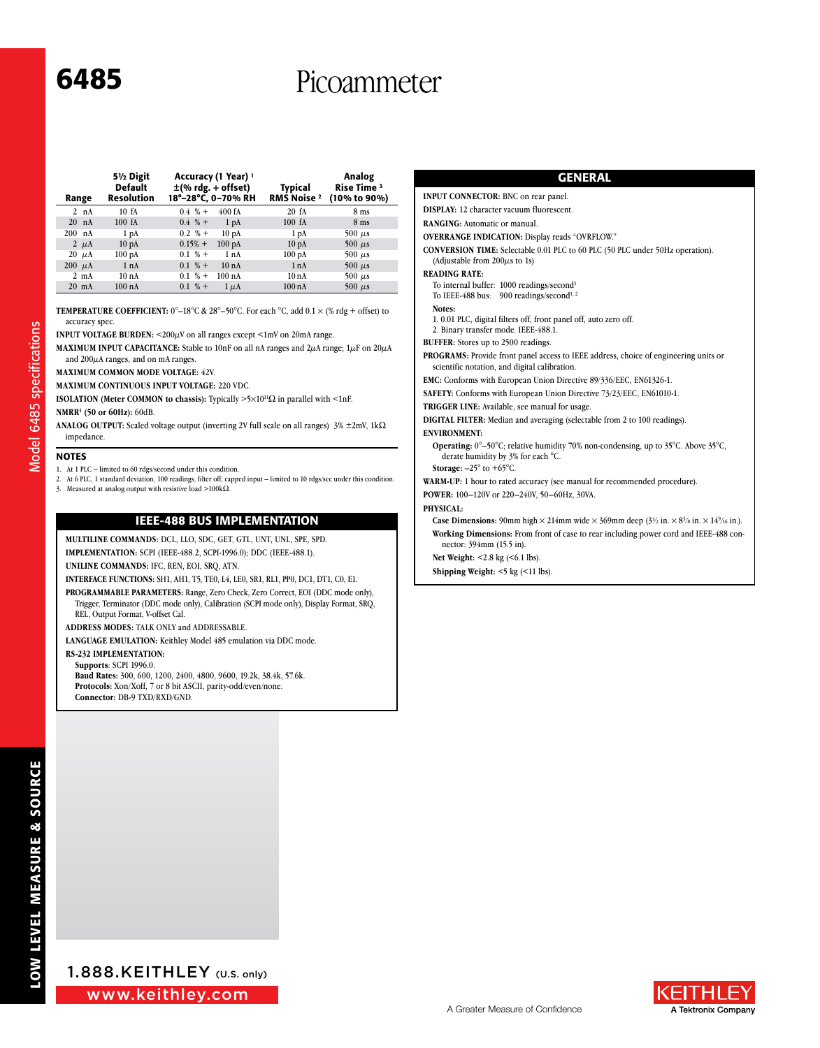# 6485 Picoammeter

| Range | 5½ Digit Default Resolution | Accuracy (1 Year)[1] ±(% rdg. + offset) 18°–28°C, 0–70% RH | Typical RMS Noise[2] | Analog Rise Time[3] (10% to 90%) |
|---|---|---|---|---|
| 2 nA | 10 fA | 0.4 % + 400 fA | 20 fA | 8 ms |
| 20 nA | 100 fA | 0.4 % + 1 pA | 100 fA | 8 ms |
| 200 nA | 1 pA | 0.2 % + 10 pA | 1 pA | 500 µs |
| 2 µA | 10 pA | 0.15% + 100 pA | 10 pA | 500 µs |
| 20 µA | 100 pA | 0.1 % + 1 nA | 100 pA | 500 µs |
| 200 µA | 1 nA | 0.1 % + 10 nA | 1 nA | 500 µs |
| 2 mA | 10 nA | 0.1 % + 100 nA | 10 nA | 500 µs |
| 20 mA | 100 nA | 0.1 % + 1 µA | 100 nA | 500 µs |

**TEMPERATURE COEFFICIENT:** 0°–18°C & 28°–50°C. For each °C, add 0.1 × (% rdg + offset) to accuracy spec.

**INPUT VOLTAGE BURDEN:** <200µV on all ranges except <1mV on 20mA range.

**MAXIMUM INPUT CAPACITANCE:** Stable to 10nF on all nA ranges and 2µA range; 1µF on 20µA and 200µA ranges, and on mA ranges.

**MAXIMUM COMMON MODE VOLTAGE:** 42V.

**MAXIMUM CONTINUOUS INPUT VOLTAGE:** 220 VDC.

**ISOLATION (Meter COMMON to chassis):** Typically $>5\times10^{11}\Omega$ in parallel with <1nF.

**NMRR[1] (50 or 60Hz):** 60dB.

**ANALOG OUTPUT:** Scaled voltage output (inverting 2V full scale on all ranges) 3% ±2mV, 1kΩ impedance.

## NOTES

1. At 1 PLC – limited to 60 rdgs/second under this condition.
2. At 6 PLC, 1 standard deviation, 100 readings, filter off, capped input – limited to 10 rdgs/sec under this condition.
3. Measured at analog output with resistive load >100kΩ.

## IEEE-488 BUS IMPLEMENTATION

**MULTILINE COMMANDS:** DCL, LLO, SDC, GET, GTL, UNT, UNL, SPE, SPD.

**IMPLEMENTATION:** SCPI (IEEE-488.2, SCPI-1996.0); DDC (IEEE-488.1).

**UNILINE COMMANDS:** IFC, REN, EOI, SRQ, ATN.

**INTERFACE FUNCTIONS:** SH1, AH1, T5, TE0, L4, LE0, SR1, RL1, PP0, DC1, DT1, C0, E1.

**PROGRAMMABLE PARAMETERS:** Range, Zero Check, Zero Correct, EOI (DDC mode only), Trigger, Terminator (DDC mode only), Calibration (SCPI mode only), Display Format, SRQ, REL, Output Format, V-offset Cal.

**ADDRESS MODES:** TALK ONLY and ADDRESSABLE.

**LANGUAGE EMULATION:** Keithley Model 485 emulation via DDC mode.

**RS-232 IMPLEMENTATION:**

**Supports**: SCPI 1996.0.
**Baud Rates:** 300, 600, 1200, 2400, 4800, 9600, 19.2k, 38.4k, 57.6k.
**Protocols:** Xon/Xoff, 7 or 8 bit ASCII, parity-odd/even/none.
**Connector:** DB-9 TXD/RXD/GND.

## GENERAL

**INPUT CONNECTOR:** BNC on rear panel.

**DISPLAY:** 12 character vacuum fluorescent.

**RANGING:** Automatic or manual.

**OVERRANGE INDICATION:** Display reads "OVRFLOW."

**CONVERSION TIME:** Selectable 0.01 PLC to 60 PLC (50 PLC under 50Hz operation). (Adjustable from 200µs to 1s)

**READING RATE:**

To internal buffer: 1000 readings/second[1]
To IEEE-488 bus: 900 readings/second[1, 2]

**Notes:**
1. 0.01 PLC, digital filters off, front panel off, auto zero off.
2. Binary transfer mode. IEEE-488.1.

**BUFFER:** Stores up to 2500 readings.

**PROGRAMS:** Provide front panel access to IEEE address, choice of engineering units or scientific notation, and digital calibration.

**EMC:** Conforms with European Union Directive 89/336/EEC, EN61326-1.

**SAFETY:** Conforms with European Union Directive 73/23/EEC, EN61010-1.

**TRIGGER LINE:** Available, see manual for usage.

**DIGITAL FILTER:** Median and averaging (selectable from 2 to 100 readings).

**ENVIRONMENT:**

**Operating:** 0°–50°C; relative humidity 70% non-condensing, up to 35°C. Above 35°C, derate humidity by 3% for each °C.
**Storage:** –25° to +65°C.

**WARM-UP:** 1 hour to rated accuracy (see manual for recommended procedure).

**POWER:** 100–120V or 220–240V, 50–60Hz, 30VA.

**PHYSICAL:**

**Case Dimensions:** 90mm high × 214mm wide × 369mm deep (3½ in. × 8⅜ in. × 14⁹⁄₁₆ in.).
**Working Dimensions:** From front of case to rear including power cord and IEEE-488 connector: 394mm (15.5 in).
**Net Weight:** <2.8 kg (<6.1 lbs).
**Shipping Weight:** <5 kg (<11 lbs).

1.888.KEITHLEY (U.S. only)
www.keithley.com

A Greater Measure of Confidence

KEITHLEY
A Tektronix Company